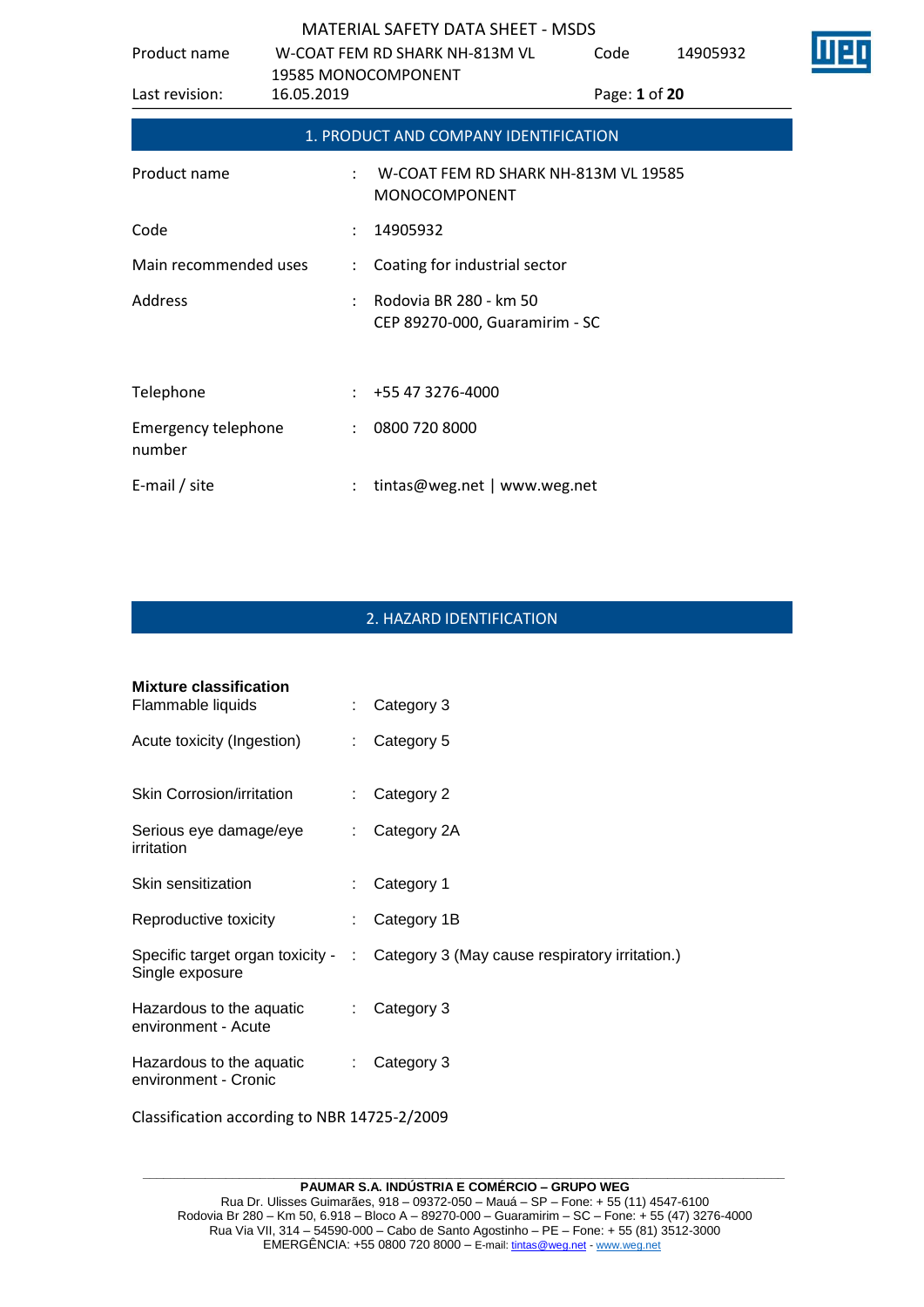# MATERIAL SAFETY DATA SHEET - MSDS

| | | | |
|---|---|---|---|
| Product name | W-COAT FEM RD SHARK NH-813M VL 19585 MONOCOMPONENT | Code | 14905932 |
| Last revision: | 16.05.2019 | | |

## 1. PRODUCT AND COMPANY IDENTIFICATION

| | | |
|---|---|---|
| Product name | : | W-COAT FEM RD SHARK NH-813M VL 19585 MONOCOMPONENT |
| Code | : | 14905932 |
| Main recommended uses | : | Coating for industrial sector |
| Address | : | Rodovia BR 280 - km 50<br>CEP 89270-000, Guaramirim - SC |
| Telephone | : | +55 47 3276-4000 |
| Emergency telephone number | : | 0800 720 8000 |
| E-mail / site | : | tintas@weg.net \| www.weg.net |

## 2. HAZARD IDENTIFICATION

**Mixture classification**

| | | |
|---|---|---|
| Flammable liquids | : | Category 3 |
| Acute toxicity (Ingestion) | : | Category 5 |
| Skin Corrosion/irritation | : | Category 2 |
| Serious eye damage/eye irritation | : | Category 2A |
| Skin sensitization | : | Category 1 |
| Reproductive toxicity | : | Category 1B |
| Specific target organ toxicity - Single exposure | : | Category 3 (May cause respiratory irritation.) |
| Hazardous to the aquatic environment - Acute | : | Category 3 |
| Hazardous to the aquatic environment - Cronic | : | Category 3 |

Classification according to NBR 14725-2/2009

**PAUMAR S.A. INDÚSTRIA E COMÉRCIO – GRUPO WEG**
Rua Dr. Ulisses Guimarães, 918 – 09372-050 – Mauá – SP – Fone: + 55 (11) 4547-6100
Rodovia Br 280 – Km 50, 6.918 – Bloco A – 89270-000 – Guaramirim – SC – Fone: + 55 (47) 3276-4000
Rua Via VII, 314 – 54590-000 – Cabo de Santo Agostinho – PE – Fone: + 55 (81) 3512-3000
EMERGÊNCIA: +55 0800 720 8000 – E-mail: tintas@weg.net - www.weg.net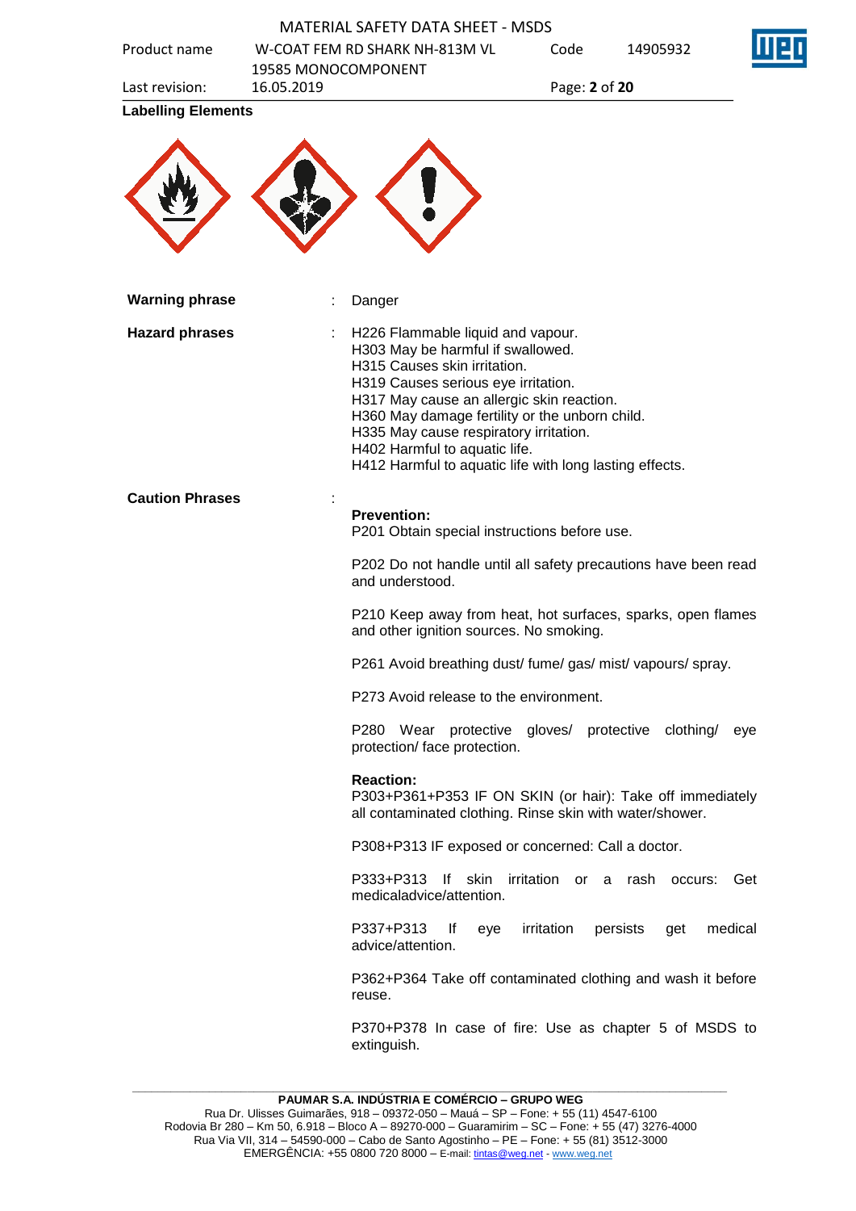**Labelling Elements**

**Warning phrase** : Danger

**Hazard phrases** :

H226 Flammable liquid and vapour.
H303 May be harmful if swallowed.
H315 Causes skin irritation.
H319 Causes serious eye irritation.
H317 May cause an allergic skin reaction.
H360 May damage fertility or the unborn child.
H335 May cause respiratory irritation.
H402 Harmful to aquatic life.
H412 Harmful to aquatic life with long lasting effects.

**Caution Phrases** :

**Prevention:**
P201 Obtain special instructions before use.

P202 Do not handle until all safety precautions have been read and understood.

P210 Keep away from heat, hot surfaces, sparks, open flames and other ignition sources. No smoking.

P261 Avoid breathing dust/ fume/ gas/ mist/ vapours/ spray.

P273 Avoid release to the environment.

P280 Wear protective gloves/ protective clothing/ eye protection/ face protection.

**Reaction:**
P303+P361+P353 IF ON SKIN (or hair): Take off immediately all contaminated clothing. Rinse skin with water/shower.

P308+P313 IF exposed or concerned: Call a doctor.

P333+P313 If skin irritation or a rash occurs: Get medicaladvice/attention.

P337+P313 If eye irritation persists get medical advice/attention.

P362+P364 Take off contaminated clothing and wash it before reuse.

P370+P378 In case of fire: Use as chapter 5 of MSDS to extinguish.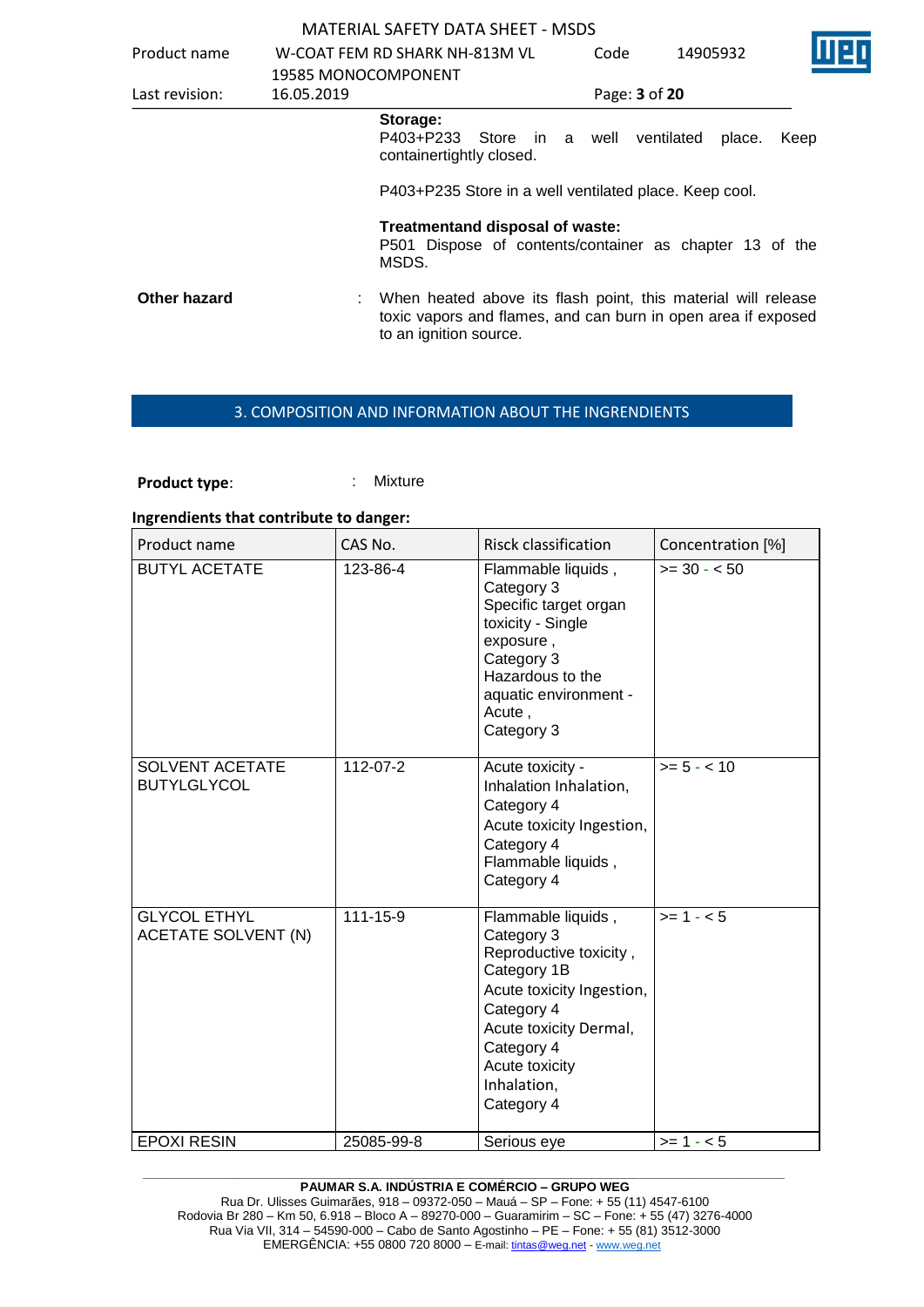**Storage:**
P403+P233 Store in a well ventilated place. Keep containertightly closed.

P403+P235 Store in a well ventilated place. Keep cool.

**Treatmentand disposal of waste:**
P501 Dispose of contents/container as chapter 13 of the MSDS.

**Other hazard** : When heated above its flash point, this material will release toxic vapors and flames, and can burn in open area if exposed to an ignition source.

## 3. COMPOSITION AND INFORMATION ABOUT THE INGRENDIENTS

**Product type**: Mixture

**Ingrendients that contribute to danger:**

| Product name | CAS No. | Risck classification | Concentration [%] |
|---|---|---|---|
| BUTYL ACETATE | 123-86-4 | Flammable liquids , Category 3 Specific target organ toxicity - Single exposure , Category 3 Hazardous to the aquatic environment - Acute , Category 3 | >= 30 - < 50 |
| SOLVENT ACETATE BUTYLGLYCOL | 112-07-2 | Acute toxicity - Inhalation Inhalation, Category 4 Acute toxicity Ingestion, Category 4 Flammable liquids , Category 4 | >= 5 - < 10 |
| GLYCOL ETHYL ACETATE SOLVENT (N) | 111-15-9 | Flammable liquids , Category 3 Reproductive toxicity , Category 1B Acute toxicity Ingestion, Category 4 Acute toxicity Dermal, Category 4 Acute toxicity Inhalation, Category 4 | >= 1 - < 5 |
| EPOXI RESIN | 25085-99-8 | Serious eye | >= 1 - < 5 |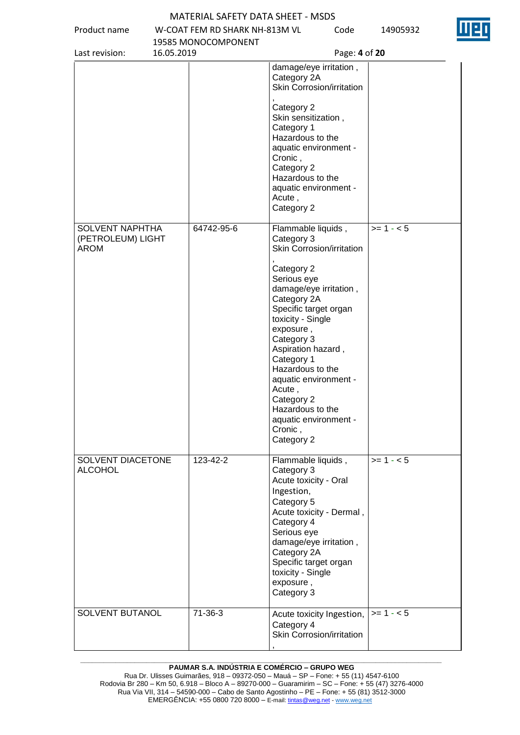|  |  |  |  |
|---|---|---|---|
|  |  | damage/eye irritation , Category 2A Skin Corrosion/irritation , Category 2 Skin sensitization , Category 1 Hazardous to the aquatic environment - Cronic , Category 2 Hazardous to the aquatic environment - Acute , Category 2 |  |
| SOLVENT NAPHTHA (PETROLEUM) LIGHT AROM | 64742-95-6 | Flammable liquids , Category 3 Skin Corrosion/irritation , Category 2 Serious eye damage/eye irritation , Category 2A Specific target organ toxicity - Single exposure , Category 3 Aspiration hazard , Category 1 Hazardous to the aquatic environment - Acute , Category 2 Hazardous to the aquatic environment - Cronic , Category 2 | >= 1 - < 5 |
| SOLVENT DIACETONE ALCOHOL | 123-42-2 | Flammable liquids , Category 3 Acute toxicity - Oral Ingestion, Category 5 Acute toxicity - Dermal , Category 4 Serious eye damage/eye irritation , Category 2A Specific target organ toxicity - Single exposure , Category 3 | >= 1 - < 5 |
| SOLVENT BUTANOL | 71-36-3 | Acute toxicity Ingestion, Category 4 Skin Corrosion/irritation , | >= 1 - < 5 |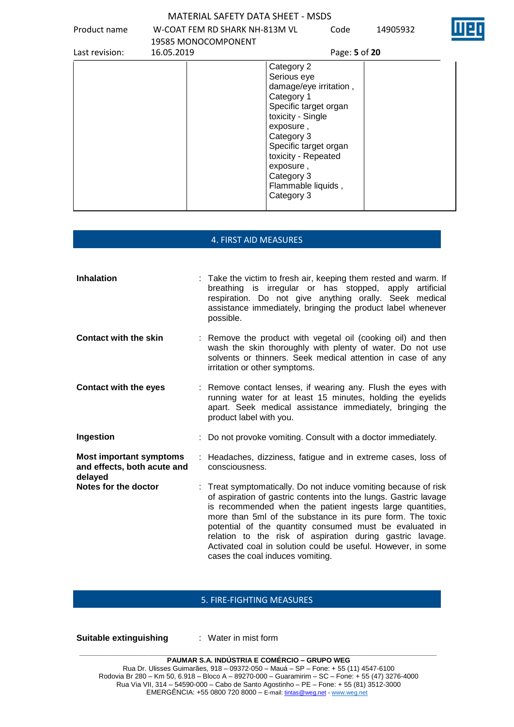| | | | |
|---|---|---|---|
| | | Category 2<br>Serious eye damage/eye irritation , Category 1<br>Specific target organ toxicity - Single exposure , Category 3<br>Specific target organ toxicity - Repeated exposure , Category 3<br>Flammable liquids , Category 3 | |

## 4. FIRST AID MEASURES

**Inhalation** : Take the victim to fresh air, keeping them rested and warm. If breathing is irregular or has stopped, apply artificial respiration. Do not give anything orally. Seek medical assistance immediately, bringing the product label whenever possible.

**Contact with the skin** : Remove the product with vegetal oil (cooking oil) and then wash the skin thoroughly with plenty of water. Do not use solvents or thinners. Seek medical attention in case of any irritation or other symptoms.

**Contact with the eyes** : Remove contact lenses, if wearing any. Flush the eyes with running water for at least 15 minutes, holding the eyelids apart. Seek medical assistance immediately, bringing the product label with you.

**Ingestion** : Do not provoke vomiting. Consult with a doctor immediately.

**Most important symptoms and effects, both acute and delayed** : Headaches, dizziness, fatigue and in extreme cases, loss of consciousness.

**Notes for the doctor** : Treat symptomatically. Do not induce vomiting because of risk of aspiration of gastric contents into the lungs. Gastric lavage is recommended when the patient ingests large quantities, more than 5ml of the substance in its pure form. The toxic potential of the quantity consumed must be evaluated in relation to the risk of aspiration during gastric lavage. Activated coal in solution could be useful. However, in some cases the coal induces vomiting.

## 5. FIRE-FIGHTING MEASURES

**Suitable extinguishing** : Water in mist form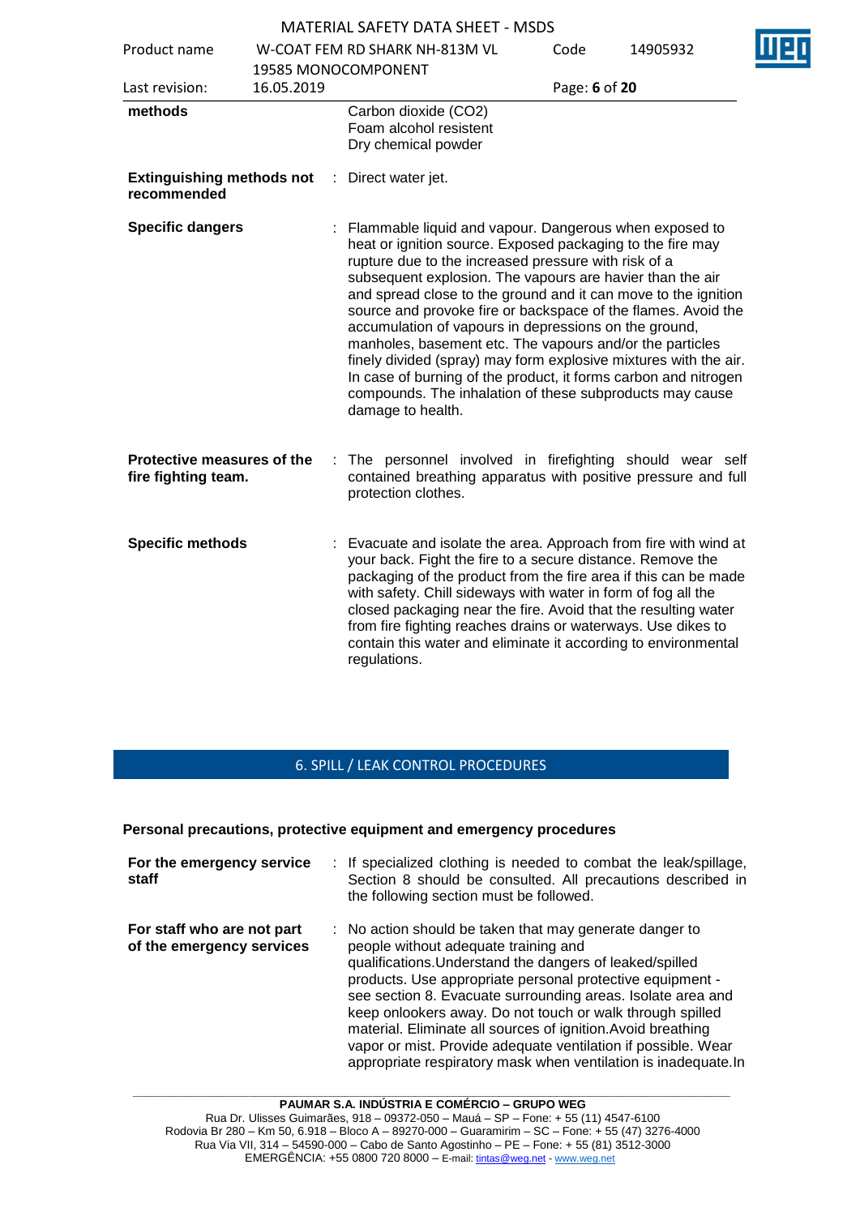| | | |
|---|---|---|
| **methods** | | Carbon dioxide ($CO_2$)<br>Foam alcohol resistent<br>Dry chemical powder |
| **Extinguishing methods not recommended** | : | Direct water jet. |
| **Specific dangers** | : | Flammable liquid and vapour. Dangerous when exposed to heat or ignition source. Exposed packaging to the fire may rupture due to the increased pressure with risk of a subsequent explosion. The vapours are havier than the air and spread close to the ground and it can move to the ignition source and provoke fire or backspace of the flames. Avoid the accumulation of vapours in depressions on the ground, manholes, basement etc. The vapours and/or the particles finely divided (spray) may form explosive mixtures with the air. In case of burning of the product, it forms carbon and nitrogen compounds. The inhalation of these subproducts may cause damage to health. |
| **Protective measures of the fire fighting team.** | : | The personnel involved in firefighting should wear self contained breathing apparatus with positive pressure and full protection clothes. |
| **Specific methods** | : | Evacuate and isolate the area. Approach from fire with wind at your back. Fight the fire to a secure distance. Remove the packaging of the product from the fire area if this can be made with safety. Chill sideways with water in form of fog all the closed packaging near the fire. Avoid that the resulting water from fire fighting reaches drains or waterways. Use dikes to contain this water and eliminate it according to environmental regulations. |

## 6. SPILL / LEAK CONTROL PROCEDURES

**Personal precautions, protective equipment and emergency procedures**

| | | |
|---|---|---|
| **For the emergency service staff** | : | If specialized clothing is needed to combat the leak/spillage, Section 8 should be consulted. All precautions described in the following section must be followed. |
| **For staff who are not part of the emergency services** | : | No action should be taken that may generate danger to people without adequate training and qualifications.Understand the dangers of leaked/spilled products. Use appropriate personal protective equipment - see section 8. Evacuate surrounding areas. Isolate area and keep onlookers away. Do not touch or walk through spilled material. Eliminate all sources of ignition.Avoid breathing vapor or mist. Provide adequate ventilation if possible. Wear appropriate respiratory mask when ventilation is inadequate.In |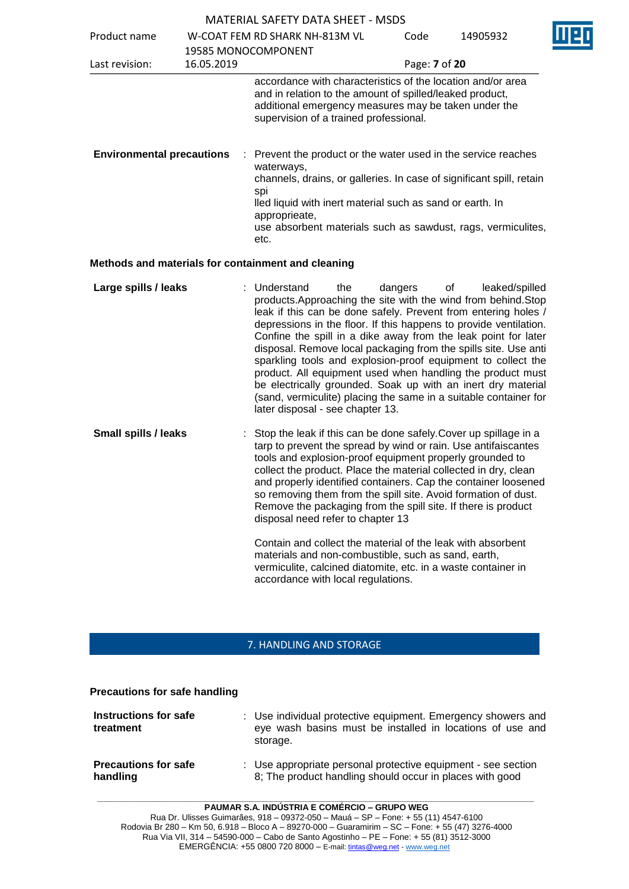accordance with characteristics of the location and/or area and in relation to the amount of spilled/leaked product, additional emergency measures may be taken under the supervision of a trained professional.

**Environmental precautions** : Prevent the product or the water used in the service reaches waterways,
channels, drains, or galleries. In case of significant spill, retain spi
lled liquid with inert material such as sand or earth. In appropprieate,
use absorbent materials such as sawdust, rags, vermiculites, etc.

### Methods and materials for containment and cleaning

**Large spills / leaks** : Understand the dangers of leaked/spilled products.Approaching the site with the wind from behind.Stop leak if this can be done safely. Prevent from entering holes / depressions in the floor. If this happens to provide ventilation. Confine the spill in a dike away from the leak point for later disposal. Remove local packaging from the spills site. Use anti sparkling tools and explosion-proof equipment to collect the product. All equipment used when handling the product must be electrically grounded. Soak up with an inert dry material (sand, vermiculite) placing the same in a suitable container for later disposal - see chapter 13.

**Small spills / leaks** : Stop the leak if this can be done safely.Cover up spillage in a tarp to prevent the spread by wind or rain. Use antifaiscantes tools and explosion-proof equipment properly grounded to collect the product. Place the material collected in dry, clean and properly identified containers. Cap the container loosened so removing them from the spill site. Avoid formation of dust. Remove the packaging from the spill site. If there is product disposal need refer to chapter 13

Contain and collect the material of the leak with absorbent materials and non-combustible, such as sand, earth, vermiculite, calcined diatomite, etc. in a waste container in accordance with local regulations.

## 7. HANDLING AND STORAGE

### Precautions for safe handling

**Instructions for safe treatment** : Use individual protective equipment. Emergency showers and eye wash basins must be installed in locations of use and storage.

**Precautions for safe handling** : Use appropriate personal protective equipment - see section 8; The product handling should occur in places with good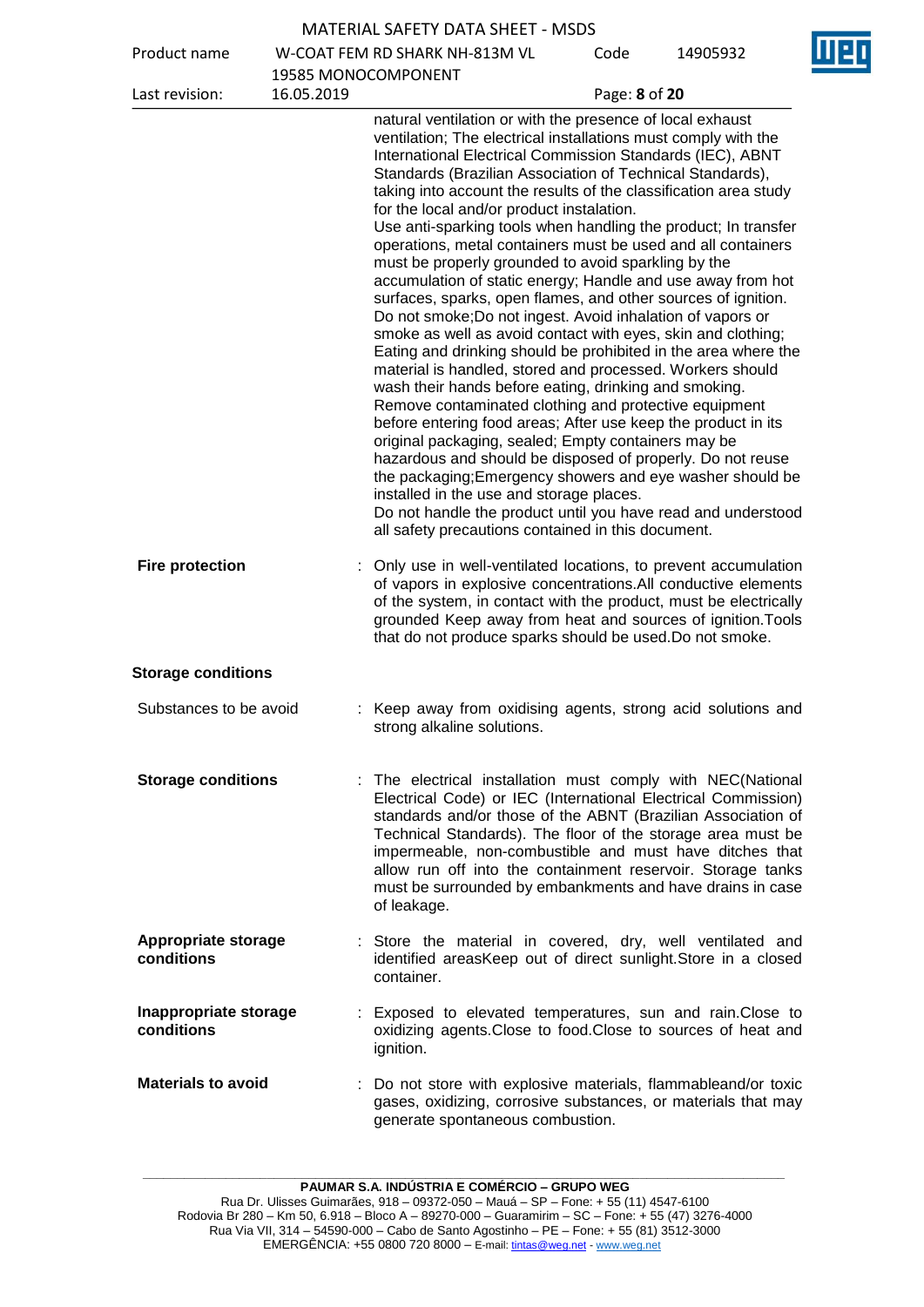natural ventilation or with the presence of local exhaust ventilation; The electrical installations must comply with the International Electrical Commission Standards (IEC), ABNT Standards (Brazilian Association of Technical Standards), taking into account the results of the classification area study for the local and/or product instalation.
Use anti-sparking tools when handling the product; In transfer operations, metal containers must be used and all containers must be properly grounded to avoid sparkling by the accumulation of static energy; Handle and use away from hot surfaces, sparks, open flames, and other sources of ignition. Do not smoke;Do not ingest. Avoid inhalation of vapors or smoke as well as avoid contact with eyes, skin and clothing; Eating and drinking should be prohibited in the area where the material is handled, stored and processed. Workers should wash their hands before eating, drinking and smoking. Remove contaminated clothing and protective equipment before entering food areas; After use keep the product in its original packaging, sealed; Empty containers may be hazardous and should be disposed of properly. Do not reuse the packaging;Emergency showers and eye washer should be installed in the use and storage places.
Do not handle the product until you have read and understood all safety precautions contained in this document.

**Fire protection** : Only use in well-ventilated locations, to prevent accumulation of vapors in explosive concentrations.All conductive elements of the system, in contact with the product, must be electrically grounded Keep away from heat and sources of ignition.Tools that do not produce sparks should be used.Do not smoke.

**Storage conditions**

Substances to be avoid : Keep away from oxidising agents, strong acid solutions and strong alkaline solutions.

**Storage conditions** : The electrical installation must comply with NEC(National Electrical Code) or IEC (International Electrical Commission) standards and/or those of the ABNT (Brazilian Association of Technical Standards). The floor of the storage area must be impermeable, non-combustible and must have ditches that allow run off into the containment reservoir. Storage tanks must be surrounded by embankments and have drains in case of leakage.

**Appropriate storage conditions** : Store the material in covered, dry, well ventilated and identified areasKeep out of direct sunlight.Store in a closed container.

**Inappropriate storage conditions** : Exposed to elevated temperatures, sun and rain.Close to oxidizing agents.Close to food.Close to sources of heat and ignition.

**Materials to avoid** : Do not store with explosive materials, flammableand/or toxic gases, oxidizing, corrosive substances, or materials that may generate spontaneous combustion.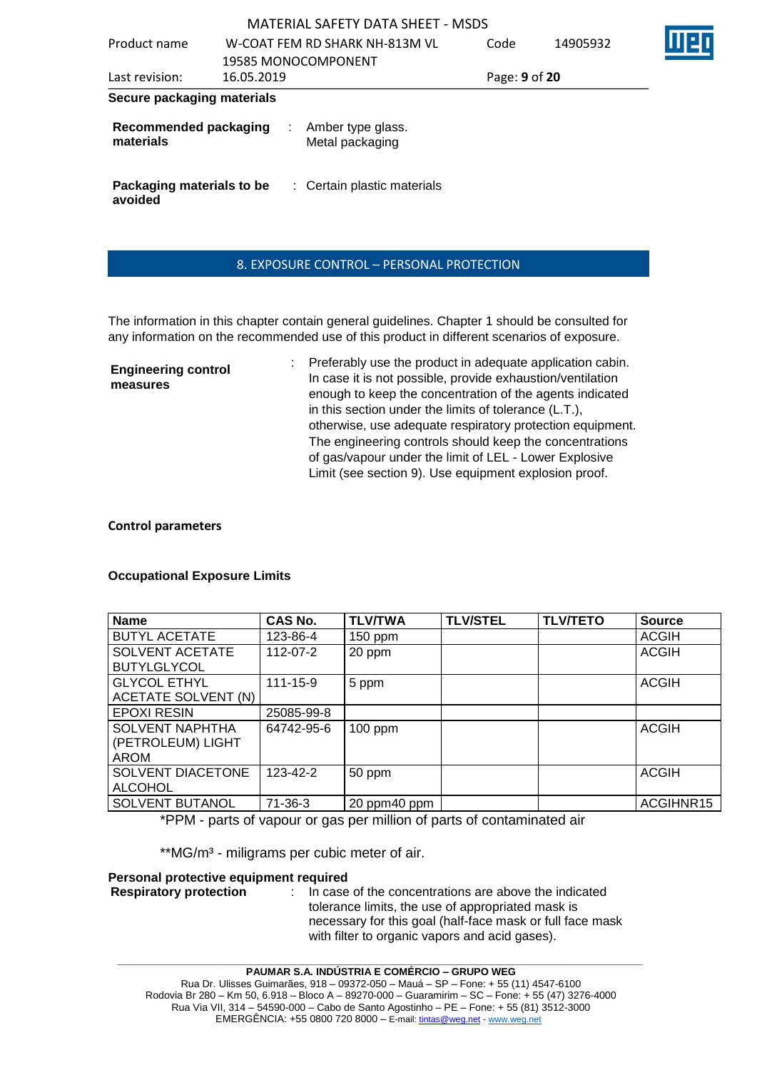**Secure packaging materials**

**Recommended packaging materials** : Amber type glass. Metal packaging

**Packaging materials to be avoided** : Certain plastic materials

## 8. EXPOSURE CONTROL – PERSONAL PROTECTION

The information in this chapter contain general guidelines. Chapter 1 should be consulted for any information on the recommended use of this product in different scenarios of exposure.

**Engineering control measures** : Preferably use the product in adequate application cabin. In case it is not possible, provide exhaustion/ventilation enough to keep the concentration of the agents indicated in this section under the limits of tolerance (L.T.), otherwise, use adequate respiratory protection equipment. The engineering controls should keep the concentrations of gas/vapour under the limit of LEL - Lower Explosive Limit (see section 9). Use equipment explosion proof.

**Control parameters**

**Occupational Exposure Limits**

| Name | CAS No. | TLV/TWA | TLV/STEL | TLV/TETO | Source |
|---|---|---|---|---|---|
| BUTYL ACETATE | 123-86-4 | 150 ppm | | | ACGIH |
| SOLVENT ACETATE BUTYLGLYCOL | 112-07-2 | 20 ppm | | | ACGIH |
| GLYCOL ETHYL ACETATE SOLVENT (N) | 111-15-9 | 5 ppm | | | ACGIH |
| EPOXI RESIN | 25085-99-8 | | | | |
| SOLVENT NAPHTHA (PETROLEUM) LIGHT AROM | 64742-95-6 | 100 ppm | | | ACGIH |
| SOLVENT DIACETONE ALCOHOL | 123-42-2 | 50 ppm | | | ACGIH |
| SOLVENT BUTANOL | 71-36-3 | 20 ppm40 ppm | | | ACGIHNR15 |

*PPM - parts of vapour or gas per million of parts of contaminated air

**MG/m³ - miligrams per cubic meter of air.

**Personal protective equipment required**

**Respiratory protection** : In case of the concentrations are above the indicated tolerance limits, the use of appropriated mask is necessary for this goal (half-face mask or full face mask with filter to organic vapors and acid gases).

**PAUMAR S.A. INDÚSTRIA E COMÉRCIO – GRUPO WEG**
Rua Dr. Ulisses Guimarães, 918 – 09372-050 – Mauá – SP – Fone: + 55 (11) 4547-6100
Rodovia Br 280 – Km 50, 6.918 – Bloco A – 89270-000 – Guaramirim – SC – Fone: + 55 (47) 3276-4000
Rua Via VII, 314 – 54590-000 – Cabo de Santo Agostinho – PE – Fone: + 55 (81) 3512-3000
EMERGÊNCIA: +55 0800 720 8000 – E-mail: tintas@weg.net - www.weg.net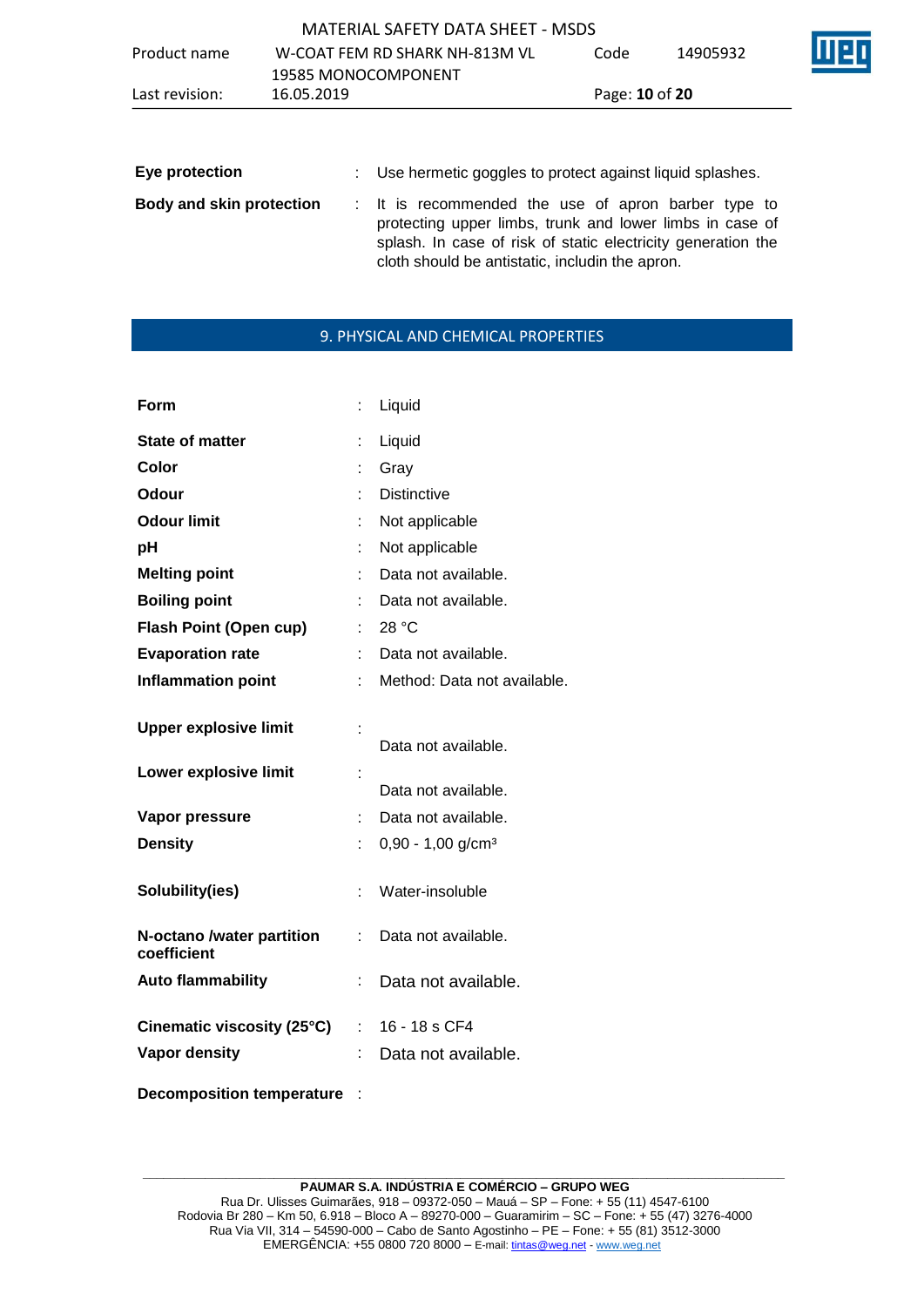**Eye protection** : Use hermetic goggles to protect against liquid splashes.

**Body and skin protection** : It is recommended the use of apron barber type to protecting upper limbs, trunk and lower limbs in case of splash. In case of risk of static electricity generation the cloth should be antistatic, includin the apron.

## 9. PHYSICAL AND CHEMICAL PROPERTIES

| | | |
|---|---|---|
| **Form** | : | Liquid |
| **State of matter** | : | Liquid |
| **Color** | : | Gray |
| **Odour** | : | Distinctive |
| **Odour limit** | : | Not applicable |
| **pH** | : | Not applicable |
| **Melting point** | : | Data not available. |
| **Boiling point** | : | Data not available. |
| **Flash Point (Open cup)** | : | 28 °C |
| **Evaporation rate** | : | Data not available. |
| **Inflammation point** | : | Method: Data not available. |
| **Upper explosive limit** | : | Data not available. |
| **Lower explosive limit** | : | Data not available. |
| **Vapor pressure** | : | Data not available. |
| **Density** | : | 0,90 - 1,00 g/cm³ |
| **Solubility(ies)** | : | Water-insoluble |
| **N-octano /water partition coefficient** | : | Data not available. |
| **Auto flammability** | : | Data not available. |
| **Cinematic viscosity (25°C)** | : | 16 - 18 s CF4 |
| **Vapor density** | : | Data not available. |
| **Decomposition temperature** | : | |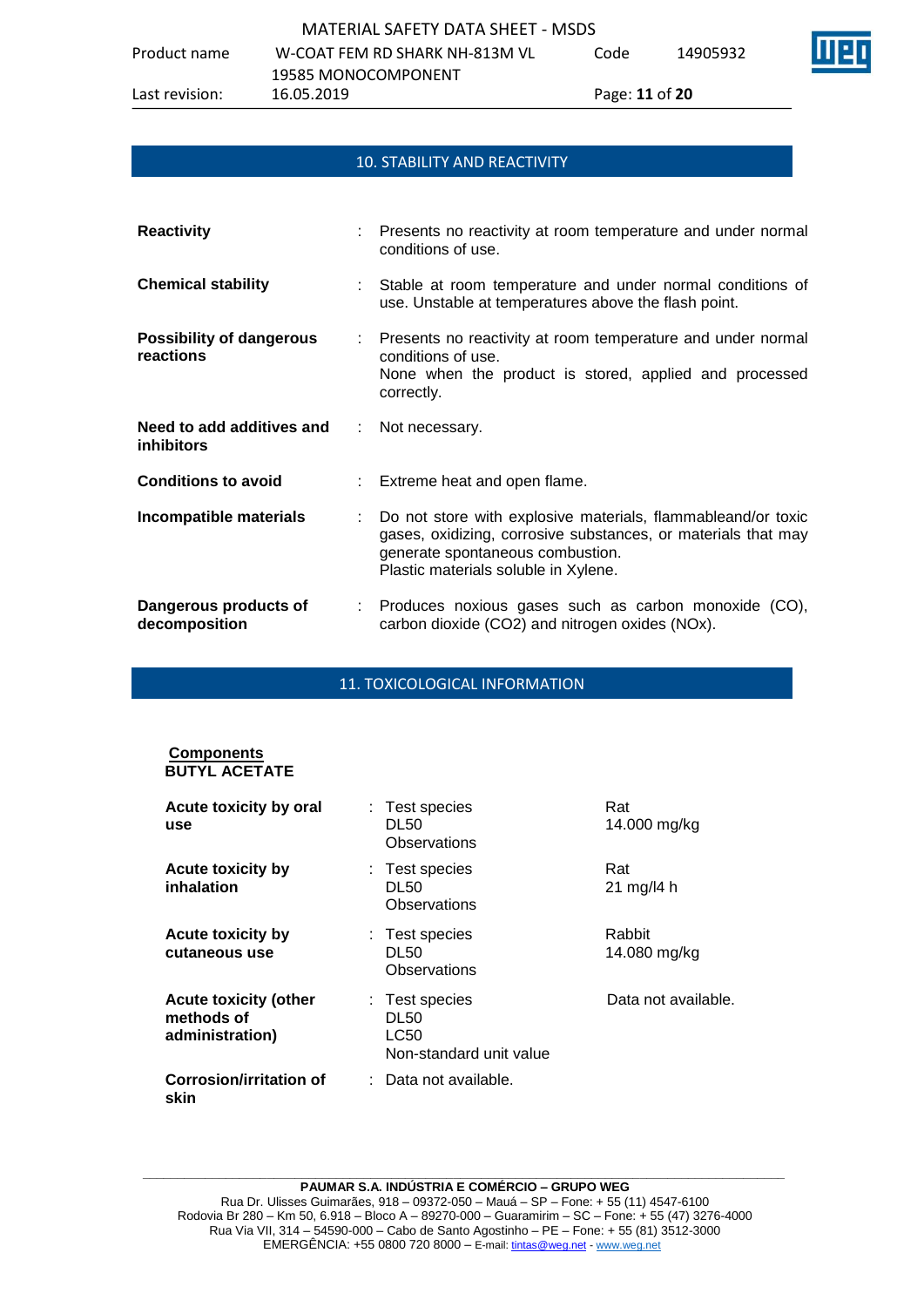## 10. STABILITY AND REACTIVITY

| | | |
|---|---|---|
| **Reactivity** | : | Presents no reactivity at room temperature and under normal conditions of use. |
| **Chemical stability** | : | Stable at room temperature and under normal conditions of use. Unstable at temperatures above the flash point. |
| **Possibility of dangerous reactions** | : | Presents no reactivity at room temperature and under normal conditions of use.<br>None when the product is stored, applied and processed correctly. |
| **Need to add additives and inhibitors** | : | Not necessary. |
| **Conditions to avoid** | : | Extreme heat and open flame. |
| **Incompatible materials** | : | Do not store with explosive materials, flammableand/or toxic gases, oxidizing, corrosive substances, or materials that may generate spontaneous combustion.<br>Plastic materials soluble in Xylene. |
| **Dangerous products of decomposition** | : | Produces noxious gases such as carbon monoxide (CO), carbon dioxide ($CO_2$) and nitrogen oxides (NOx). |

## 11. TOXICOLOGICAL INFORMATION

**Components**

**BUTYL ACETATE**

| | | | |
|---|---|---|---|
| **Acute toxicity by oral use** | : | Test species<br>DL50<br>Observations | Rat<br>14.000 mg/kg |
| **Acute toxicity by inhalation** | : | Test species<br>DL50<br>Observations | Rat<br>21 mg/l4 h |
| **Acute toxicity by cutaneous use** | : | Test species<br>DL50<br>Observations | Rabbit<br>14.080 mg/kg |
| **Acute toxicity (other methods of administration)** | : | Test species<br>DL50<br>LC50<br>Non-standard unit value | Data not available. |
| **Corrosion/irritation of skin** | : | Data not available. | |

**PAUMAR S.A. INDÚSTRIA E COMÉRCIO – GRUPO WEG**
Rua Dr. Ulisses Guimarães, 918 – 09372-050 – Mauá – SP – Fone: + 55 (11) 4547-6100
Rodovia Br 280 – Km 50, 6.918 – Bloco A – 89270-000 – Guaramirim – SC – Fone: + 55 (47) 3276-4000
Rua Via VII, 314 – 54590-000 – Cabo de Santo Agostinho – PE – Fone: + 55 (81) 3512-3000
EMERGÊNCIA: +55 0800 720 8000 – E-mail: tintas@weg.net - www.weg.net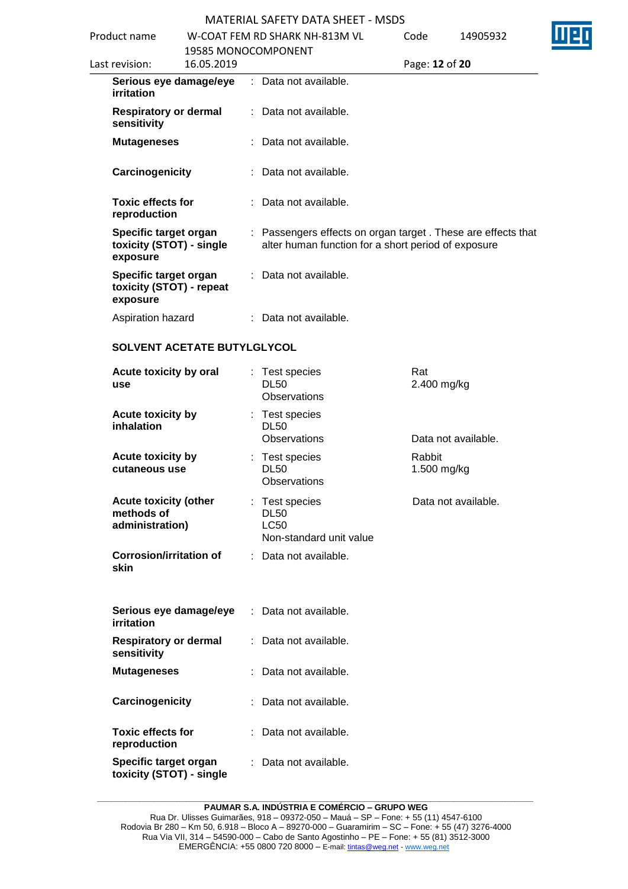| | | | |
|---|---|---|---|
| **Serious eye damage/eye irritation** | : | Data not available. | |
| **Respiratory or dermal sensitivity** | : | Data not available. | |
| **Mutageneses** | : | Data not available. | |
| **Carcinogenicity** | : | Data not available. | |
| **Toxic effects for reproduction** | : | Data not available. | |
| **Specific target organ toxicity (STOT) - single exposure** | : | Passengers effects on organ target . These are effects that alter human function for a short period of exposure | |
| **Specific target organ toxicity (STOT) - repeat exposure** | : | Data not available. | |
| Aspiration hazard | : | Data not available. | |

**SOLVENT ACETATE BUTYLGLYCOL**

| | | | |
|---|---|---|---|
| **Acute toxicity by oral use** | : | Test species<br>DL50<br>Observations | Rat<br>2.400 mg/kg |
| **Acute toxicity by inhalation** | : | Test species<br>DL50<br>Observations | <br><br>Data not available. |
| **Acute toxicity by cutaneous use** | : | Test species<br>DL50<br>Observations | Rabbit<br>1.500 mg/kg |
| **Acute toxicity (other methods of administration)** | : | Test species<br>DL50<br>LC50<br>Non-standard unit value | Data not available. |
| **Corrosion/irritation of skin** | : | Data not available. | |
| **Serious eye damage/eye irritation** | : | Data not available. | |
| **Respiratory or dermal sensitivity** | : | Data not available. | |
| **Mutageneses** | : | Data not available. | |
| **Carcinogenicity** | : | Data not available. | |
| **Toxic effects for reproduction** | : | Data not available. | |
| **Specific target organ toxicity (STOT) - single** | : | Data not available. | |

**PAUMAR S.A. INDÚSTRIA E COMÉRCIO – GRUPO WEG**
Rua Dr. Ulisses Guimarães, 918 – 09372-050 – Mauá – SP – Fone: + 55 (11) 4547-6100
Rodovia Br 280 – Km 50, 6.918 – Bloco A – 89270-000 – Guaramirim – SC – Fone: + 55 (47) 3276-4000
Rua Via VII, 314 – 54590-000 – Cabo de Santo Agostinho – PE – Fone: + 55 (81) 3512-3000
EMERGÊNCIA: +55 0800 720 8000 – E-mail: tintas@weg.net - www.weg.net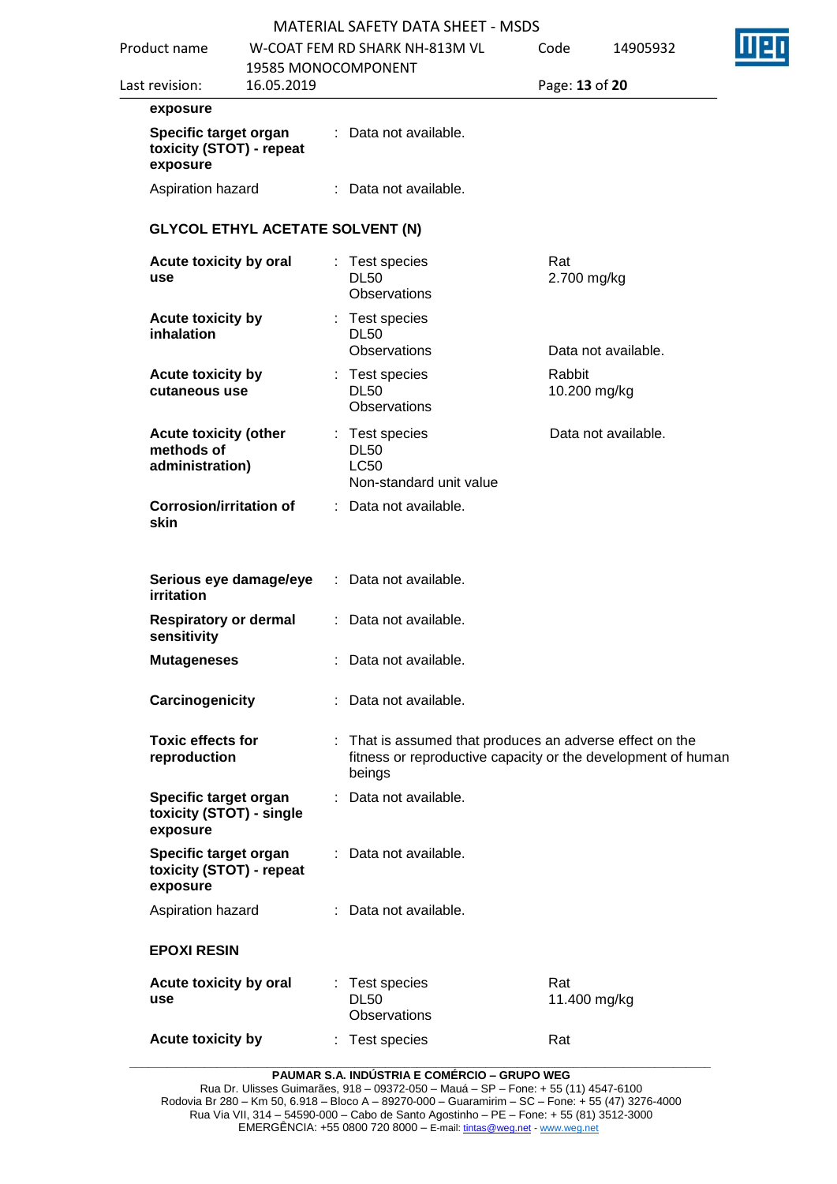exposure

| | | | |
|---|---|---|---|
| **Specific target organ toxicity (STOT) - repeat exposure** | : | Data not available. | |
| Aspiration hazard | : | Data not available. | |

### GLYCOL ETHYL ACETATE SOLVENT (N)

| | | | |
|---|---|---|---|
| **Acute toxicity by oral use** | : | Test species<br>DL50<br>Observations | Rat<br>2.700 mg/kg |
| **Acute toxicity by inhalation** | : | Test species<br>DL50<br>Observations | Data not available. |
| **Acute toxicity by cutaneous use** | : | Test species<br>DL50<br>Observations | Rabbit<br>10.200 mg/kg |
| **Acute toxicity (other methods of administration)** | : | Test species<br>DL50<br>LC50<br>Non-standard unit value | Data not available. |
| **Corrosion/irritation of skin** | : | Data not available. | |
| **Serious eye damage/eye irritation** | : | Data not available. | |
| **Respiratory or dermal sensitivity** | : | Data not available. | |
| **Mutageneses** | : | Data not available. | |
| **Carcinogenicity** | : | Data not available. | |
| **Toxic effects for reproduction** | : | That is assumed that produces an adverse effect on the fitness or reproductive capacity or the development of human beings | |
| **Specific target organ toxicity (STOT) - single exposure** | : | Data not available. | |
| **Specific target organ toxicity (STOT) - repeat exposure** | : | Data not available. | |
| Aspiration hazard | : | Data not available. | |

### EPOXI RESIN

| | | | |
|---|---|---|---|
| **Acute toxicity by oral use** | : | Test species<br>DL50<br>Observations | Rat<br>11.400 mg/kg |
| **Acute toxicity by** | : | Test species | Rat |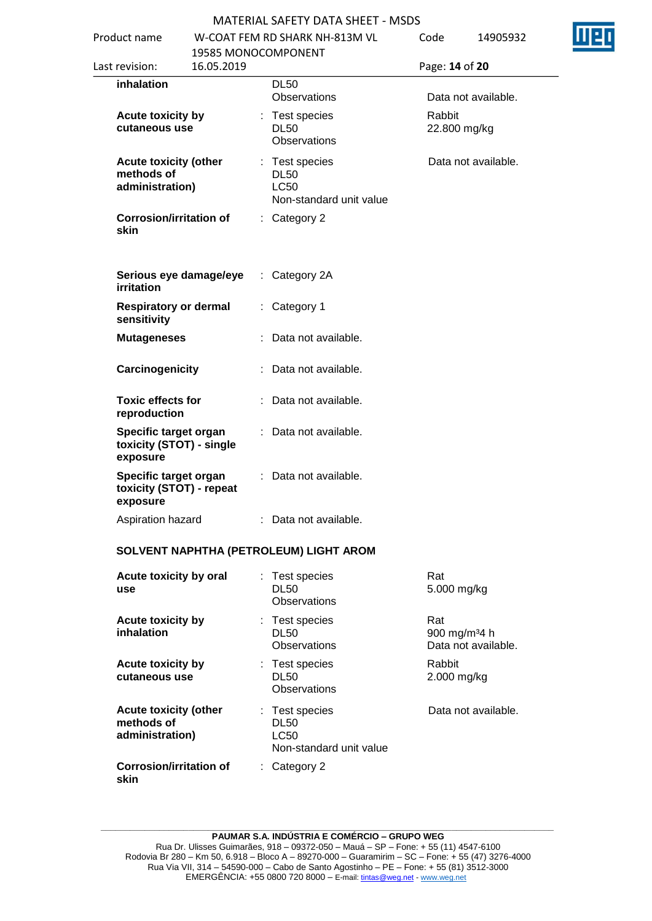| | | | |
|---|---|---|---|
| **inhalation** | | DL50 | |
| | | Observations | Data not available. |
| **Acute toxicity by cutaneous use** | : | Test species | Rabbit |
| | | DL50 | 22.800 mg/kg |
| | | Observations | |
| **Acute toxicity (other methods of administration)** | : | Test species | Data not available. |
| | | DL50 | |
| | | LC50 | |
| | | Non-standard unit value | |
| **Corrosion/irritation of skin** | : | Category 2 | |
| **Serious eye damage/eye irritation** | : | Category 2A | |
| **Respiratory or dermal sensitivity** | : | Category 1 | |
| **Mutageneses** | : | Data not available. | |
| **Carcinogenicity** | : | Data not available. | |
| **Toxic effects for reproduction** | : | Data not available. | |
| **Specific target organ toxicity (STOT) - single exposure** | : | Data not available. | |
| **Specific target organ toxicity (STOT) - repeat exposure** | : | Data not available. | |
| Aspiration hazard | : | Data not available. | |

**SOLVENT NAPHTHA (PETROLEUM) LIGHT AROM**

| | | | |
|---|---|---|---|
| **Acute toxicity by oral use** | : | Test species | Rat |
| | | DL50 | 5.000 mg/kg |
| | | Observations | |
| **Acute toxicity by inhalation** | : | Test species | Rat |
| | | DL50 | 900 mg/m³4 h |
| | | Observations | Data not available. |
| **Acute toxicity by cutaneous use** | : | Test species | Rabbit |
| | | DL50 | 2.000 mg/kg |
| | | Observations | |
| **Acute toxicity (other methods of administration)** | : | Test species | Data not available. |
| | | DL50 | |
| | | LC50 | |
| | | Non-standard unit value | |
| **Corrosion/irritation of skin** | : | Category 2 | |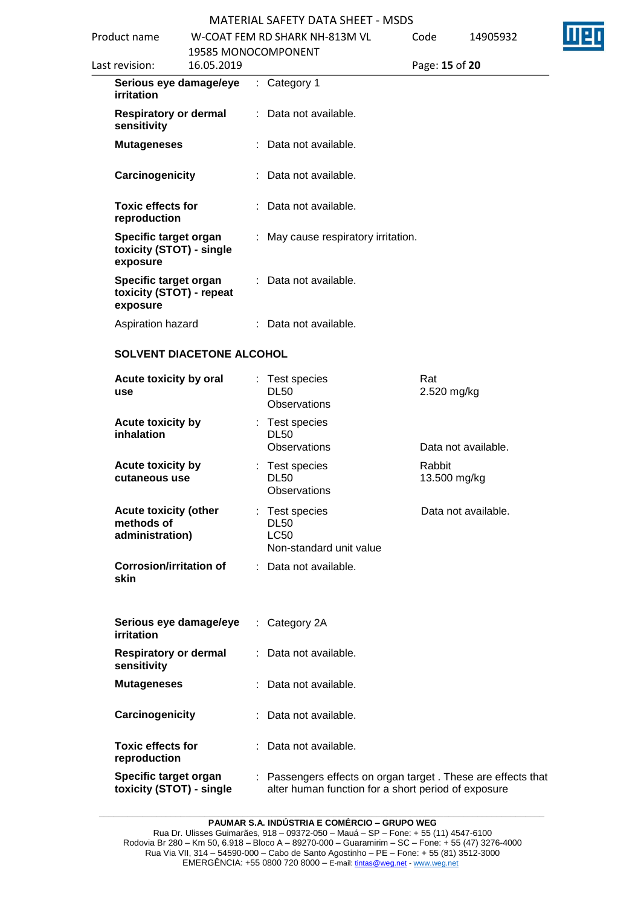| | | |
|---|---|---|
| **Serious eye damage/eye irritation** | : Category 1 | |
| **Respiratory or dermal sensitivity** | : Data not available. | |
| **Mutageneses** | : Data not available. | |
| **Carcinogenicity** | : Data not available. | |
| **Toxic effects for reproduction** | : Data not available. | |
| **Specific target organ toxicity (STOT) - single exposure** | : May cause respiratory irritation. | |
| **Specific target organ toxicity (STOT) - repeat exposure** | : Data not available. | |
| Aspiration hazard | : Data not available. | |

**SOLVENT DIACETONE ALCOHOL**

| | | |
|---|---|---|
| **Acute toxicity by oral use** | : Test species<br>DL50<br>Observations | Rat<br>2.520 mg/kg |
| **Acute toxicity by inhalation** | : Test species<br>DL50<br>Observations | <br><br>Data not available. |
| **Acute toxicity by cutaneous use** | : Test species<br>DL50<br>Observations | Rabbit<br>13.500 mg/kg |
| **Acute toxicity (other methods of administration)** | : Test species<br>DL50<br>LC50<br>Non-standard unit value | Data not available. |
| **Corrosion/irritation of skin** | : Data not available. | |
| **Serious eye damage/eye irritation** | : Category 2A | |
| **Respiratory or dermal sensitivity** | : Data not available. | |
| **Mutageneses** | : Data not available. | |
| **Carcinogenicity** | : Data not available. | |
| **Toxic effects for reproduction** | : Data not available. | |
| **Specific target organ toxicity (STOT) - single** | : Passengers effects on organ target . These are effects that alter human function for a short period of exposure | |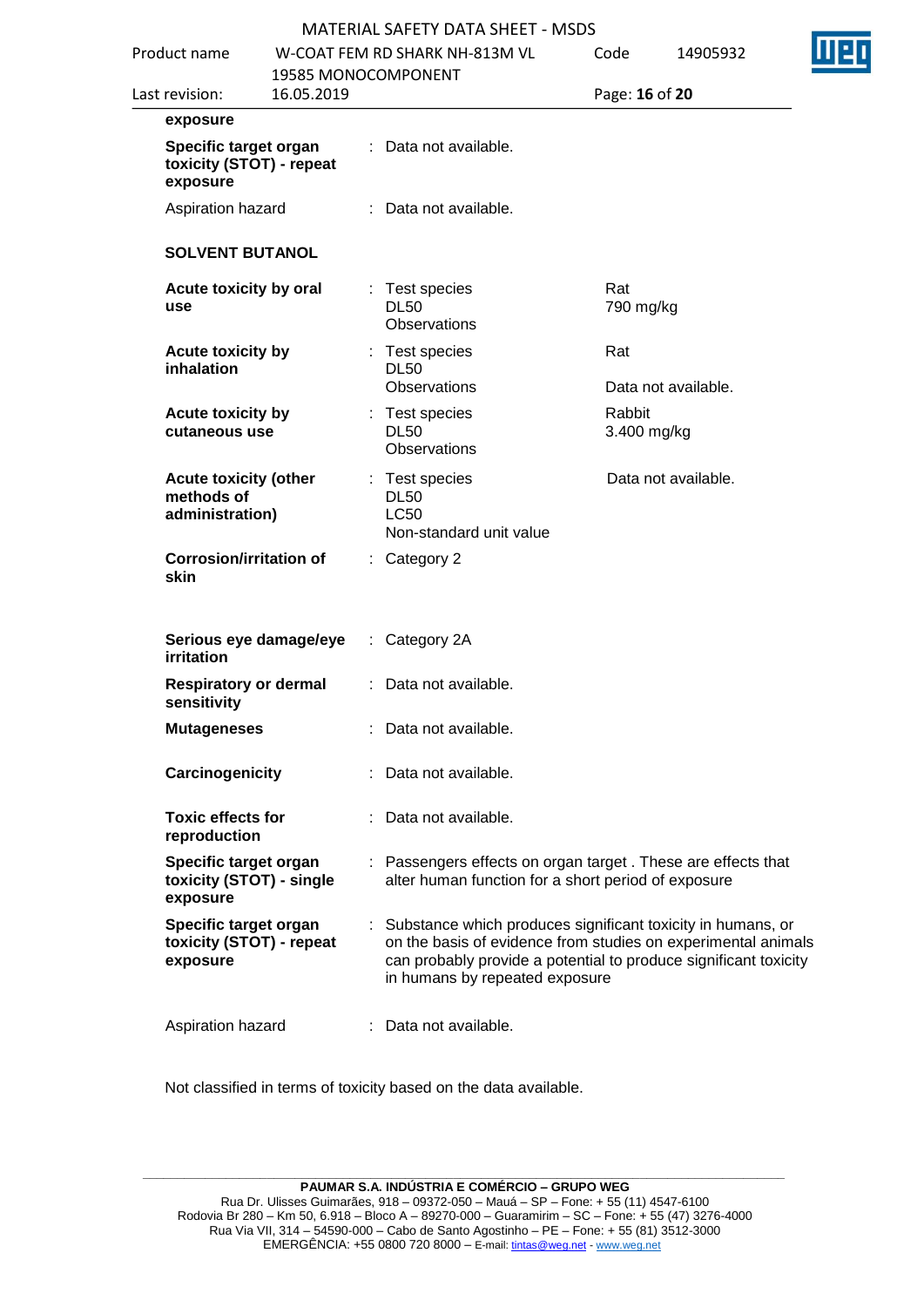exposure

| | | | |
|---|---|---|---|
| **Specific target organ toxicity (STOT) - repeat exposure** | : | Data not available. | |
| Aspiration hazard | : | Data not available. | |

**SOLVENT BUTANOL**

| | | | |
|---|---|---|---|
| **Acute toxicity by oral use** | : | Test species<br>DL50<br>Observations | Rat<br>790 mg/kg |
| **Acute toxicity by inhalation** | : | Test species<br>DL50<br>Observations | Rat<br><br>Data not available. |
| **Acute toxicity by cutaneous use** | : | Test species<br>DL50<br>Observations | Rabbit<br>3.400 mg/kg |
| **Acute toxicity (other methods of administration)** | : | Test species<br>DL50<br>LC50<br>Non-standard unit value | Data not available. |
| **Corrosion/irritation of skin** | : | Category 2 | |
| **Serious eye damage/eye irritation** | : | Category 2A | |
| **Respiratory or dermal sensitivity** | : | Data not available. | |
| **Mutageneses** | : | Data not available. | |
| **Carcinogenicity** | : | Data not available. | |
| **Toxic effects for reproduction** | : | Data not available. | |
| **Specific target organ toxicity (STOT) - single exposure** | : | Passengers effects on organ target . These are effects that alter human function for a short period of exposure | |
| **Specific target organ toxicity (STOT) - repeat exposure** | : | Substance which produces significant toxicity in humans, or on the basis of evidence from studies on experimental animals can probably provide a potential to produce significant toxicity in humans by repeated exposure | |
| Aspiration hazard | : | Data not available. | |

Not classified in terms of toxicity based on the data available.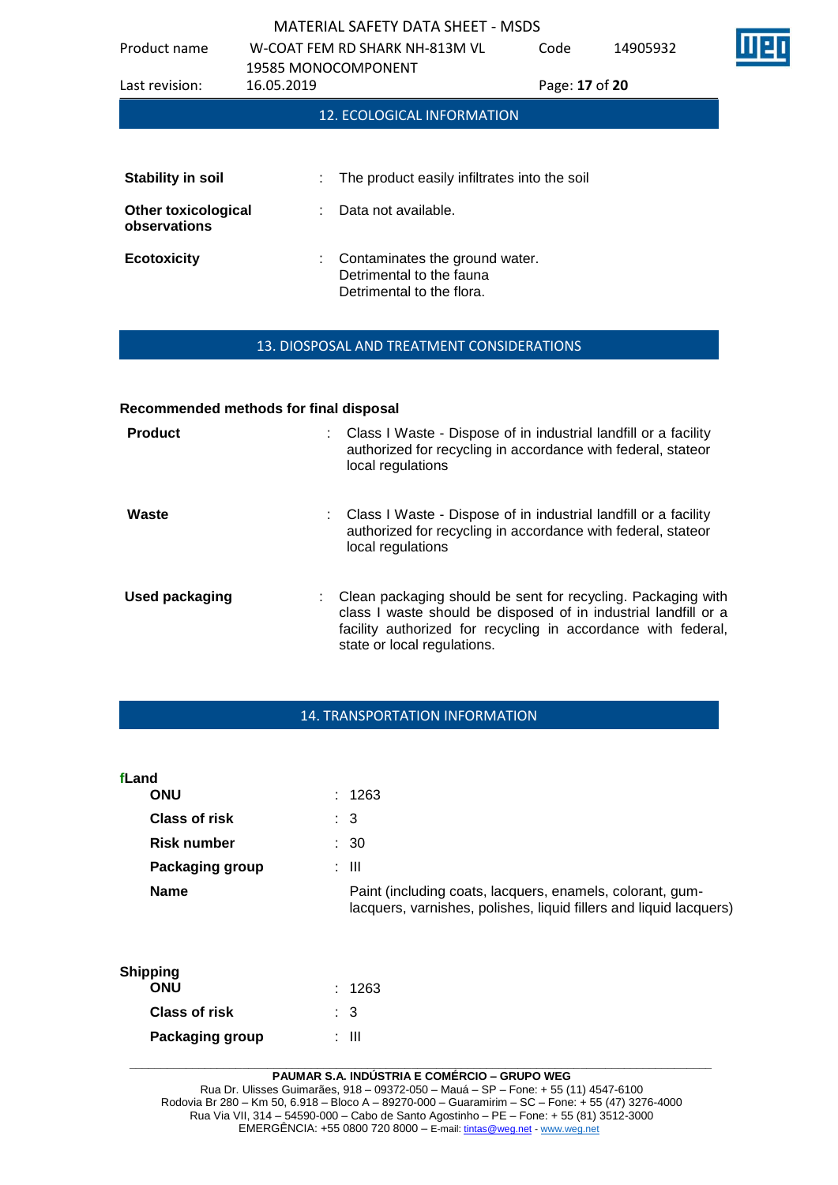## 12. ECOLOGICAL INFORMATION

| | | |
|---|---|---|
| **Stability in soil** | : | The product easily infiltrates into the soil |
| **Other toxicological observations** | : | Data not available. |
| **Ecotoxicity** | : | Contaminates the ground water.<br>Detrimental to the fauna<br>Detrimental to the flora. |

## 13. DIOSPOSAL AND TREATMENT CONSIDERATIONS

**Recommended methods for final disposal**

| | | |
|---|---|---|
| **Product** | : | Class I Waste - Dispose of in industrial landfill or a facility authorized for recycling in accordance with federal, stateor local regulations |
| **Waste** | : | Class I Waste - Dispose of in industrial landfill or a facility authorized for recycling in accordance with federal, stateor local regulations |
| **Used packaging** | : | Clean packaging should be sent for recycling. Packaging with class I waste should be disposed of in industrial landfill or a facility authorized for recycling in accordance with federal, state or local regulations. |

## 14. TRANSPORTATION INFORMATION

**fLand**

| | | |
|---|---|---|
| **ONU** | : | 1263 |
| **Class of risk** | : | 3 |
| **Risk number** | : | 30 |
| **Packaging group** | : | III |
| **Name** | | Paint (including coats, lacquers, enamels, colorant, gum-lacquers, varnishes, polishes, liquid fillers and liquid lacquers) |

**Shipping**

| | | |
|---|---|---|
| **ONU** | : | 1263 |
| **Class of risk** | : | 3 |
| **Packaging group** | : | III |

**PAUMAR S.A. INDÚSTRIA E COMÉRCIO – GRUPO WEG**
Rua Dr. Ulisses Guimarães, 918 – 09372-050 – Mauá – SP – Fone: + 55 (11) 4547-6100
Rodovia Br 280 – Km 50, 6.918 – Bloco A – 89270-000 – Guaramirim – SC – Fone: + 55 (47) 3276-4000
Rua Via VII, 314 – 54590-000 – Cabo de Santo Agostinho – PE – Fone: + 55 (81) 3512-3000
EMERGÊNCIA: +55 0800 720 8000 – E-mail: tintas@weg.net - www.weg.net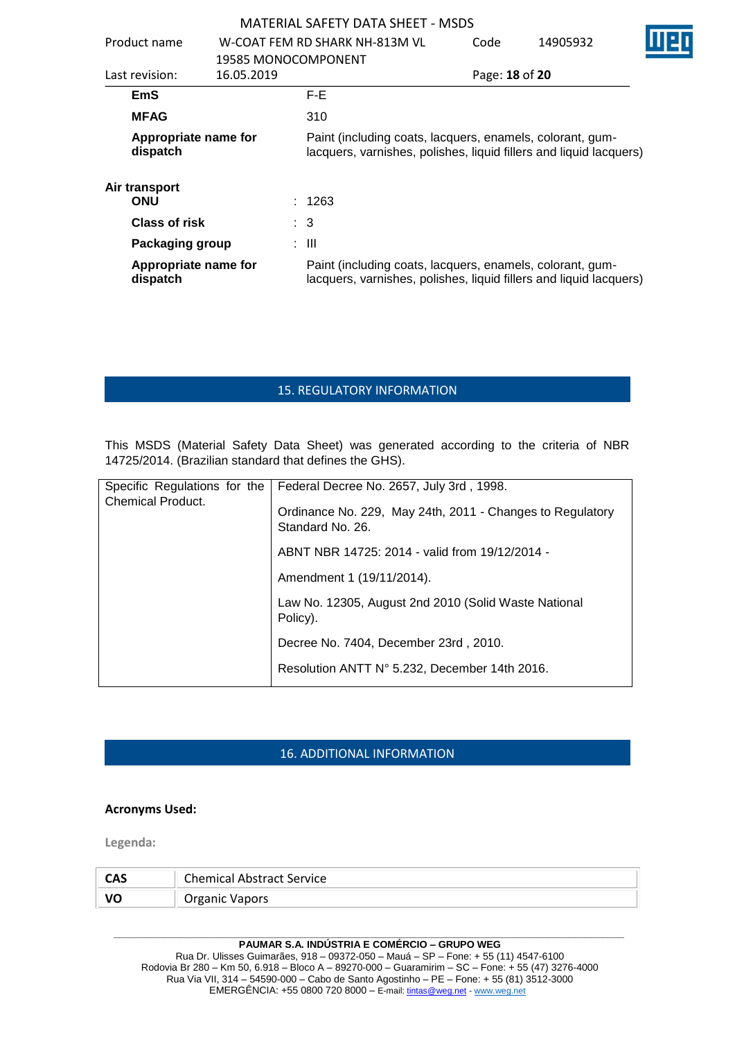| | |
|---|---|
| **EmS** | F-E |
| **MFAG** | 310 |
| **Appropriate name for dispatch** | Paint (including coats, lacquers, enamels, colorant, gum-lacquers, varnishes, polishes, liquid fillers and liquid lacquers) |

**Air transport**

| | |
|---|---|
| **ONU** | : 1263 |
| **Class of risk** | : 3 |
| **Packaging group** | : III |
| **Appropriate name for dispatch** | Paint (including coats, lacquers, enamels, colorant, gum-lacquers, varnishes, polishes, liquid fillers and liquid lacquers) |

## 15. REGULATORY INFORMATION

This MSDS (Material Safety Data Sheet) was generated according to the criteria of NBR 14725/2014. (Brazilian standard that defines the GHS).

| Specific Regulations for the Chemical Product. | Federal Decree No. 2657, July 3rd , 1998.<br><br>Ordinance No. 229, May 24th, 2011 - Changes to Regulatory Standard No. 26.<br><br>ABNT NBR 14725: 2014 - valid from 19/12/2014 -<br><br>Amendment 1 (19/11/2014).<br><br>Law No. 12305, August 2nd 2010 (Solid Waste National Policy).<br><br>Decree No. 7404, December 23rd , 2010.<br><br>Resolution ANTT N° 5.232, December 14th 2016. |
|---|---|

## 16. ADDITIONAL INFORMATION

**Acronyms Used:**

**Legenda:**

| | |
|---|---|
| **CAS** | Chemical Abstract Service |
| **VO** | Organic Vapors |

**PAUMAR S.A. INDÚSTRIA E COMÉRCIO – GRUPO WEG**
Rua Dr. Ulisses Guimarães, 918 – 09372-050 – Mauá – SP – Fone: + 55 (11) 4547-6100
Rodovia Br 280 – Km 50, 6.918 – Bloco A – 89270-000 – Guaramirim – SC – Fone: + 55 (47) 3276-4000
Rua Via VII, 314 – 54590-000 – Cabo de Santo Agostinho – PE – Fone: + 55 (81) 3512-3000
EMERGÊNCIA: +55 0800 720 8000 – E-mail: tintas@weg.net - www.weg.net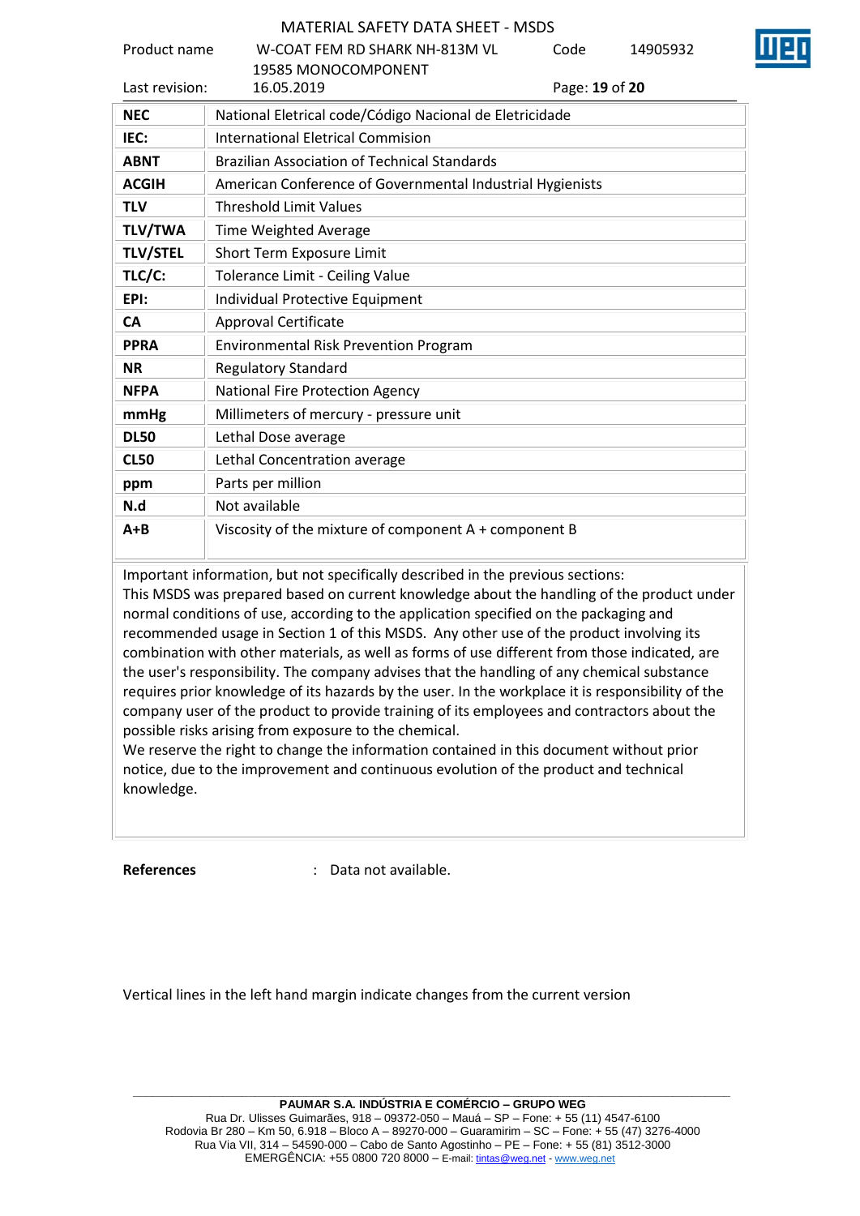| NEC | National Eletrical code/Código Nacional de Eletricidade |
|---|---|
| IEC: | International Eletrical Commision |
| ABNT | Brazilian Association of Technical Standards |
| ACGIH | American Conference of Governmental Industrial Hygienists |
| TLV | Threshold Limit Values |
| TLV/TWA | Time Weighted Average |
| TLV/STEL | Short Term Exposure Limit |
| TLC/C: | Tolerance Limit - Ceiling Value |
| EPI: | Individual Protective Equipment |
| CA | Approval Certificate |
| PPRA | Environmental Risk Prevention Program |
| NR | Regulatory Standard |
| NFPA | National Fire Protection Agency |
| mmHg | Millimeters of mercury - pressure unit |
| DL50 | Lethal Dose average |
| CL50 | Lethal Concentration average |
| ppm | Parts per million |
| N.d | Not available |
| A+B | Viscosity of the mixture of component A + component B |

Important information, but not specifically described in the previous sections:
This MSDS was prepared based on current knowledge about the handling of the product under normal conditions of use, according to the application specified on the packaging and recommended usage in Section 1 of this MSDS. Any other use of the product involving its combination with other materials, as well as forms of use different from those indicated, are the user's responsibility. The company advises that the handling of any chemical substance requires prior knowledge of its hazards by the user. In the workplace it is responsibility of the company user of the product to provide training of its employees and contractors about the possible risks arising from exposure to the chemical.
We reserve the right to change the information contained in this document without prior notice, due to the improvement and continuous evolution of the product and technical knowledge.

**References** : Data not available.

Vertical lines in the left hand margin indicate changes from the current version